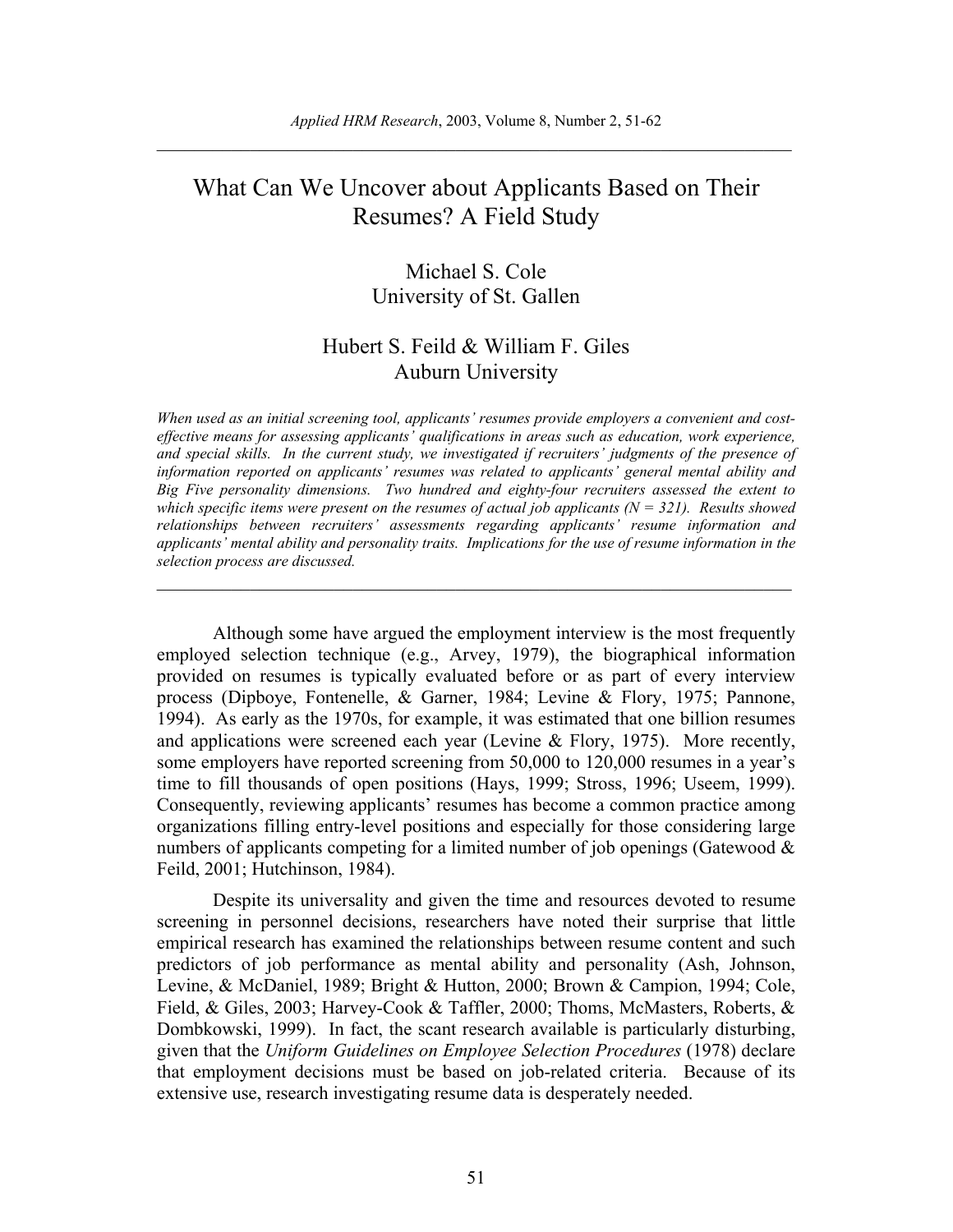# What Can We Uncover about Applicants Based on Their Resumes? A Field Study

Michael S. Cole
University of St. Gallen

Hubert S. Feild & William F. Giles
Auburn University

*When used as an initial screening tool, applicants' resumes provide employers a convenient and cost-effective means for assessing applicants' qualifications in areas such as education, work experience, and special skills. In the current study, we investigated if recruiters' judgments of the presence of information reported on applicants' resumes was related to applicants' general mental ability and Big Five personality dimensions. Two hundred and eighty-four recruiters assessed the extent to which specific items were present on the resumes of actual job applicants (N = 321). Results showed relationships between recruiters' assessments regarding applicants' resume information and applicants' mental ability and personality traits. Implications for the use of resume information in the selection process are discussed.*

---

Although some have argued the employment interview is the most frequently employed selection technique (e.g., Arvey, 1979), the biographical information provided on resumes is typically evaluated before or as part of every interview process (Dipboye, Fontenelle, & Garner, 1984; Levine & Flory, 1975; Pannone, 1994). As early as the 1970s, for example, it was estimated that one billion resumes and applications were screened each year (Levine & Flory, 1975). More recently, some employers have reported screening from 50,000 to 120,000 resumes in a year's time to fill thousands of open positions (Hays, 1999; Stross, 1996; Useem, 1999). Consequently, reviewing applicants' resumes has become a common practice among organizations filling entry-level positions and especially for those considering large numbers of applicants competing for a limited number of job openings (Gatewood & Feild, 2001; Hutchinson, 1984).

Despite its universality and given the time and resources devoted to resume screening in personnel decisions, researchers have noted their surprise that little empirical research has examined the relationships between resume content and such predictors of job performance as mental ability and personality (Ash, Johnson, Levine, & McDaniel, 1989; Bright & Hutton, 2000; Brown & Campion, 1994; Cole, Field, & Giles, 2003; Harvey-Cook & Taffler, 2000; Thoms, McMasters, Roberts, & Dombkowski, 1999). In fact, the scant research available is particularly disturbing, given that the *Uniform Guidelines on Employee Selection Procedures* (1978) declare that employment decisions must be based on job-related criteria. Because of its extensive use, research investigating resume data is desperately needed.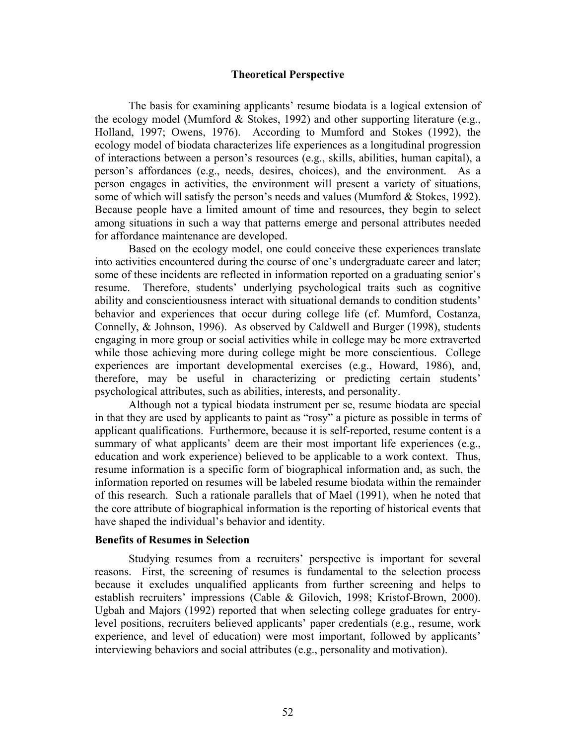## Theoretical Perspective

The basis for examining applicants' resume biodata is a logical extension of the ecology model (Mumford & Stokes, 1992) and other supporting literature (e.g., Holland, 1997; Owens, 1976). According to Mumford and Stokes (1992), the ecology model of biodata characterizes life experiences as a longitudinal progression of interactions between a person's resources (e.g., skills, abilities, human capital), a person's affordances (e.g., needs, desires, choices), and the environment. As a person engages in activities, the environment will present a variety of situations, some of which will satisfy the person's needs and values (Mumford & Stokes, 1992). Because people have a limited amount of time and resources, they begin to select among situations in such a way that patterns emerge and personal attributes needed for affordance maintenance are developed.

Based on the ecology model, one could conceive these experiences translate into activities encountered during the course of one's undergraduate career and later; some of these incidents are reflected in information reported on a graduating senior's resume. Therefore, students' underlying psychological traits such as cognitive ability and conscientiousness interact with situational demands to condition students' behavior and experiences that occur during college life (cf. Mumford, Costanza, Connelly, & Johnson, 1996). As observed by Caldwell and Burger (1998), students engaging in more group or social activities while in college may be more extraverted while those achieving more during college might be more conscientious. College experiences are important developmental exercises (e.g., Howard, 1986), and, therefore, may be useful in characterizing or predicting certain students' psychological attributes, such as abilities, interests, and personality.

Although not a typical biodata instrument per se, resume biodata are special in that they are used by applicants to paint as "rosy" a picture as possible in terms of applicant qualifications. Furthermore, because it is self-reported, resume content is a summary of what applicants' deem are their most important life experiences (e.g., education and work experience) believed to be applicable to a work context. Thus, resume information is a specific form of biographical information and, as such, the information reported on resumes will be labeled resume biodata within the remainder of this research. Such a rationale parallels that of Mael (1991), when he noted that the core attribute of biographical information is the reporting of historical events that have shaped the individual's behavior and identity.

### Benefits of Resumes in Selection

Studying resumes from a recruiters' perspective is important for several reasons. First, the screening of resumes is fundamental to the selection process because it excludes unqualified applicants from further screening and helps to establish recruiters' impressions (Cable & Gilovich, 1998; Kristof-Brown, 2000). Ugbah and Majors (1992) reported that when selecting college graduates for entry-level positions, recruiters believed applicants' paper credentials (e.g., resume, work experience, and level of education) were most important, followed by applicants' interviewing behaviors and social attributes (e.g., personality and motivation).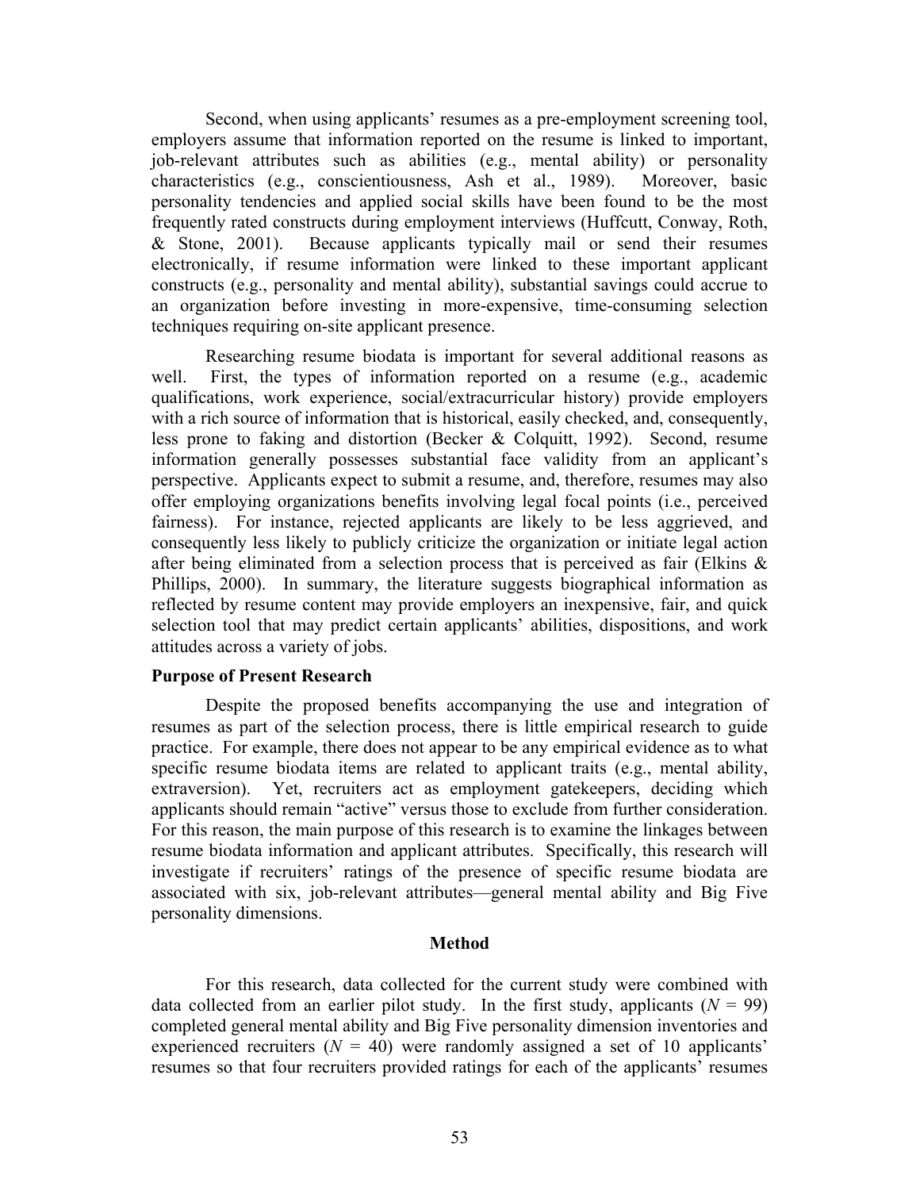Second, when using applicants' resumes as a pre-employment screening tool, employers assume that information reported on the resume is linked to important, job-relevant attributes such as abilities (e.g., mental ability) or personality characteristics (e.g., conscientiousness, Ash et al., 1989). Moreover, basic personality tendencies and applied social skills have been found to be the most frequently rated constructs during employment interviews (Huffcutt, Conway, Roth, & Stone, 2001). Because applicants typically mail or send their resumes electronically, if resume information were linked to these important applicant constructs (e.g., personality and mental ability), substantial savings could accrue to an organization before investing in more-expensive, time-consuming selection techniques requiring on-site applicant presence.

Researching resume biodata is important for several additional reasons as well. First, the types of information reported on a resume (e.g., academic qualifications, work experience, social/extracurricular history) provide employers with a rich source of information that is historical, easily checked, and, consequently, less prone to faking and distortion (Becker & Colquitt, 1992). Second, resume information generally possesses substantial face validity from an applicant's perspective. Applicants expect to submit a resume, and, therefore, resumes may also offer employing organizations benefits involving legal focal points (i.e., perceived fairness). For instance, rejected applicants are likely to be less aggrieved, and consequently less likely to publicly criticize the organization or initiate legal action after being eliminated from a selection process that is perceived as fair (Elkins & Phillips, 2000). In summary, the literature suggests biographical information as reflected by resume content may provide employers an inexpensive, fair, and quick selection tool that may predict certain applicants' abilities, dispositions, and work attitudes across a variety of jobs.

**Purpose of Present Research**

Despite the proposed benefits accompanying the use and integration of resumes as part of the selection process, there is little empirical research to guide practice. For example, there does not appear to be any empirical evidence as to what specific resume biodata items are related to applicant traits (e.g., mental ability, extraversion). Yet, recruiters act as employment gatekeepers, deciding which applicants should remain "active" versus those to exclude from further consideration. For this reason, the main purpose of this research is to examine the linkages between resume biodata information and applicant attributes. Specifically, this research will investigate if recruiters' ratings of the presence of specific resume biodata are associated with six, job-relevant attributes—general mental ability and Big Five personality dimensions.

## Method

For this research, data collected for the current study were combined with data collected from an earlier pilot study. In the first study, applicants ($N = 99$) completed general mental ability and Big Five personality dimension inventories and experienced recruiters ($N = 40$) were randomly assigned a set of 10 applicants' resumes so that four recruiters provided ratings for each of the applicants' resumes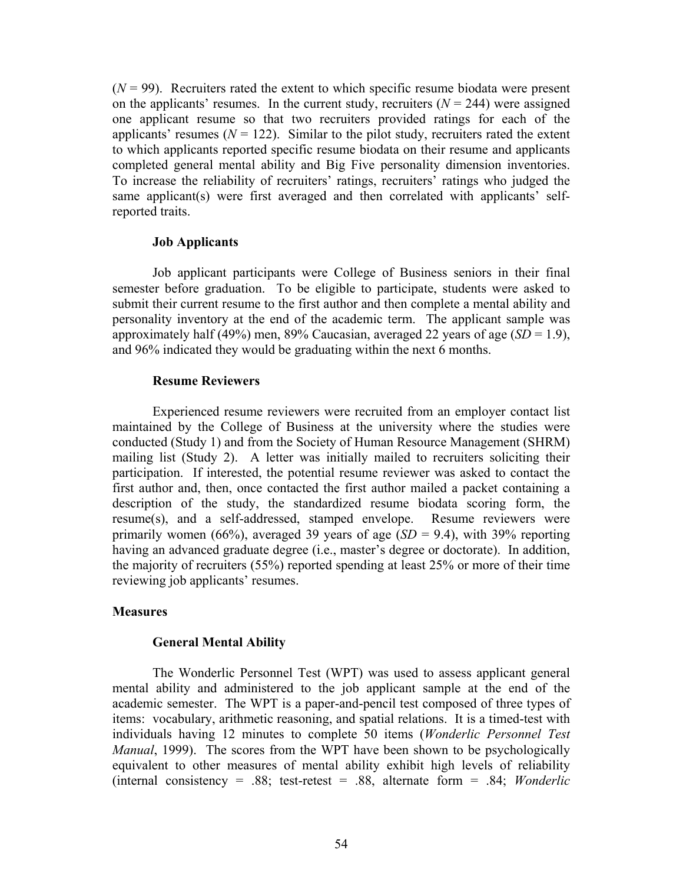(*N* = 99). Recruiters rated the extent to which specific resume biodata were present on the applicants' resumes. In the current study, recruiters (*N* = 244) were assigned one applicant resume so that two recruiters provided ratings for each of the applicants' resumes (*N* = 122). Similar to the pilot study, recruiters rated the extent to which applicants reported specific resume biodata on their resume and applicants completed general mental ability and Big Five personality dimension inventories. To increase the reliability of recruiters' ratings, recruiters' ratings who judged the same applicant(s) were first averaged and then correlated with applicants' self-reported traits.

### Job Applicants

Job applicant participants were College of Business seniors in their final semester before graduation. To be eligible to participate, students were asked to submit their current resume to the first author and then complete a mental ability and personality inventory at the end of the academic term. The applicant sample was approximately half (49%) men, 89% Caucasian, averaged 22 years of age (*SD* = 1.9), and 96% indicated they would be graduating within the next 6 months.

### Resume Reviewers

Experienced resume reviewers were recruited from an employer contact list maintained by the College of Business at the university where the studies were conducted (Study 1) and from the Society of Human Resource Management (SHRM) mailing list (Study 2). A letter was initially mailed to recruiters soliciting their participation. If interested, the potential resume reviewer was asked to contact the first author and, then, once contacted the first author mailed a packet containing a description of the study, the standardized resume biodata scoring form, the resume(s), and a self-addressed, stamped envelope. Resume reviewers were primarily women (66%), averaged 39 years of age (*SD* = 9.4), with 39% reporting having an advanced graduate degree (i.e., master's degree or doctorate). In addition, the majority of recruiters (55%) reported spending at least 25% or more of their time reviewing job applicants' resumes.

## Measures

### General Mental Ability

The Wonderlic Personnel Test (WPT) was used to assess applicant general mental ability and administered to the job applicant sample at the end of the academic semester. The WPT is a paper-and-pencil test composed of three types of items: vocabulary, arithmetic reasoning, and spatial relations. It is a timed-test with individuals having 12 minutes to complete 50 items (*Wonderlic Personnel Test Manual*, 1999). The scores from the WPT have been shown to be psychologically equivalent to other measures of mental ability exhibit high levels of reliability (internal consistency = .88; test-retest = .88, alternate form = .84; *Wonderlic*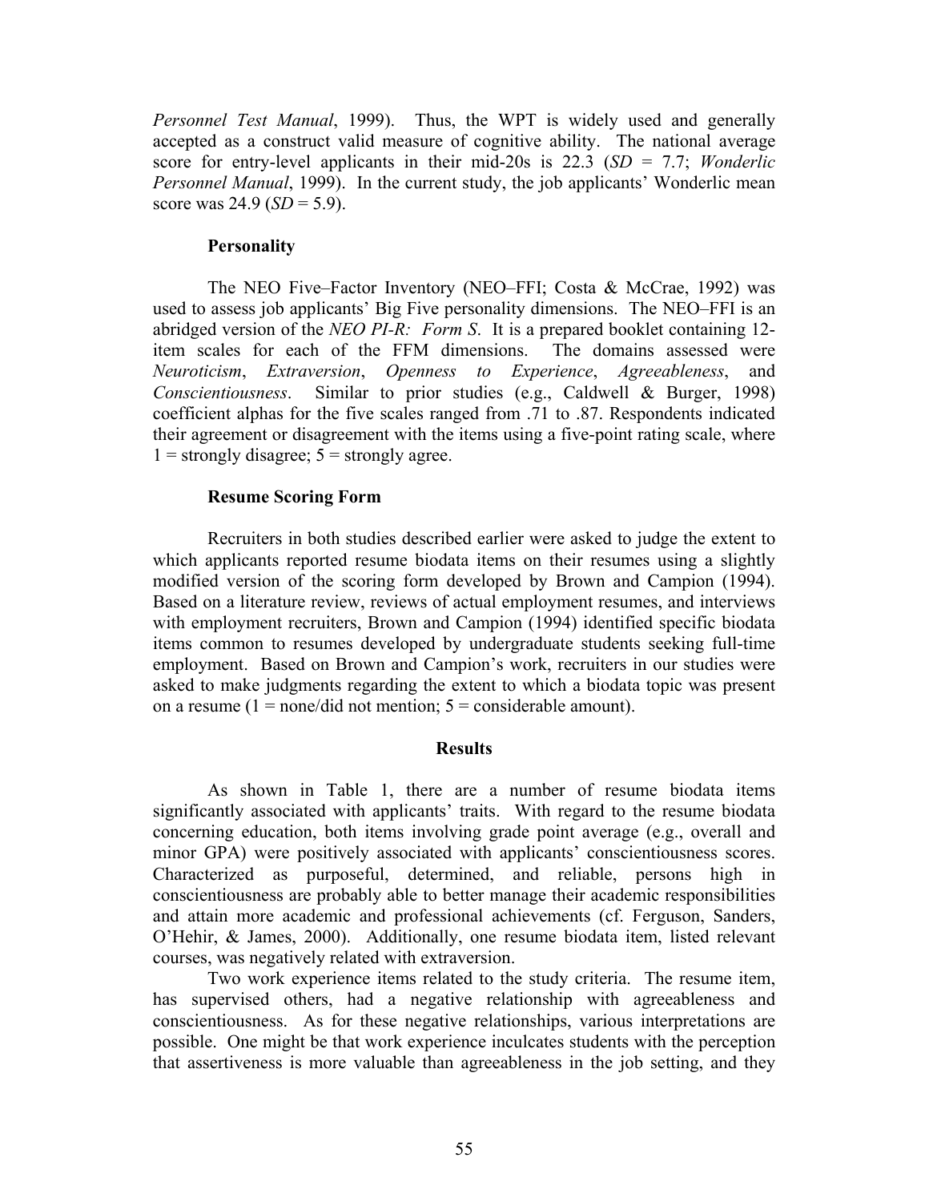*Personnel Test Manual*, 1999). Thus, the WPT is widely used and generally accepted as a construct valid measure of cognitive ability. The national average score for entry-level applicants in their mid-20s is 22.3 (*SD* = 7.7; *Wonderlic Personnel Manual*, 1999). In the current study, the job applicants' Wonderlic mean score was 24.9 (*SD* = 5.9).

### Personality

The NEO Five–Factor Inventory (NEO–FFI; Costa & McCrae, 1992) was used to assess job applicants' Big Five personality dimensions. The NEO–FFI is an abridged version of the *NEO PI-R: Form S*. It is a prepared booklet containing 12-item scales for each of the FFM dimensions. The domains assessed were *Neuroticism*, *Extraversion*, *Openness to Experience*, *Agreeableness*, and *Conscientiousness*. Similar to prior studies (e.g., Caldwell & Burger, 1998) coefficient alphas for the five scales ranged from .71 to .87. Respondents indicated their agreement or disagreement with the items using a five-point rating scale, where 1 = strongly disagree; 5 = strongly agree.

### Resume Scoring Form

Recruiters in both studies described earlier were asked to judge the extent to which applicants reported resume biodata items on their resumes using a slightly modified version of the scoring form developed by Brown and Campion (1994). Based on a literature review, reviews of actual employment resumes, and interviews with employment recruiters, Brown and Campion (1994) identified specific biodata items common to resumes developed by undergraduate students seeking full-time employment. Based on Brown and Campion's work, recruiters in our studies were asked to make judgments regarding the extent to which a biodata topic was present on a resume (1 = none/did not mention; 5 = considerable amount).

## Results

As shown in Table 1, there are a number of resume biodata items significantly associated with applicants' traits. With regard to the resume biodata concerning education, both items involving grade point average (e.g., overall and minor GPA) were positively associated with applicants' conscientiousness scores. Characterized as purposeful, determined, and reliable, persons high in conscientiousness are probably able to better manage their academic responsibilities and attain more academic and professional achievements (cf. Ferguson, Sanders, O'Hehir, & James, 2000). Additionally, one resume biodata item, listed relevant courses, was negatively related with extraversion.

Two work experience items related to the study criteria. The resume item, has supervised others, had a negative relationship with agreeableness and conscientiousness. As for these negative relationships, various interpretations are possible. One might be that work experience inculcates students with the perception that assertiveness is more valuable than agreeableness in the job setting, and they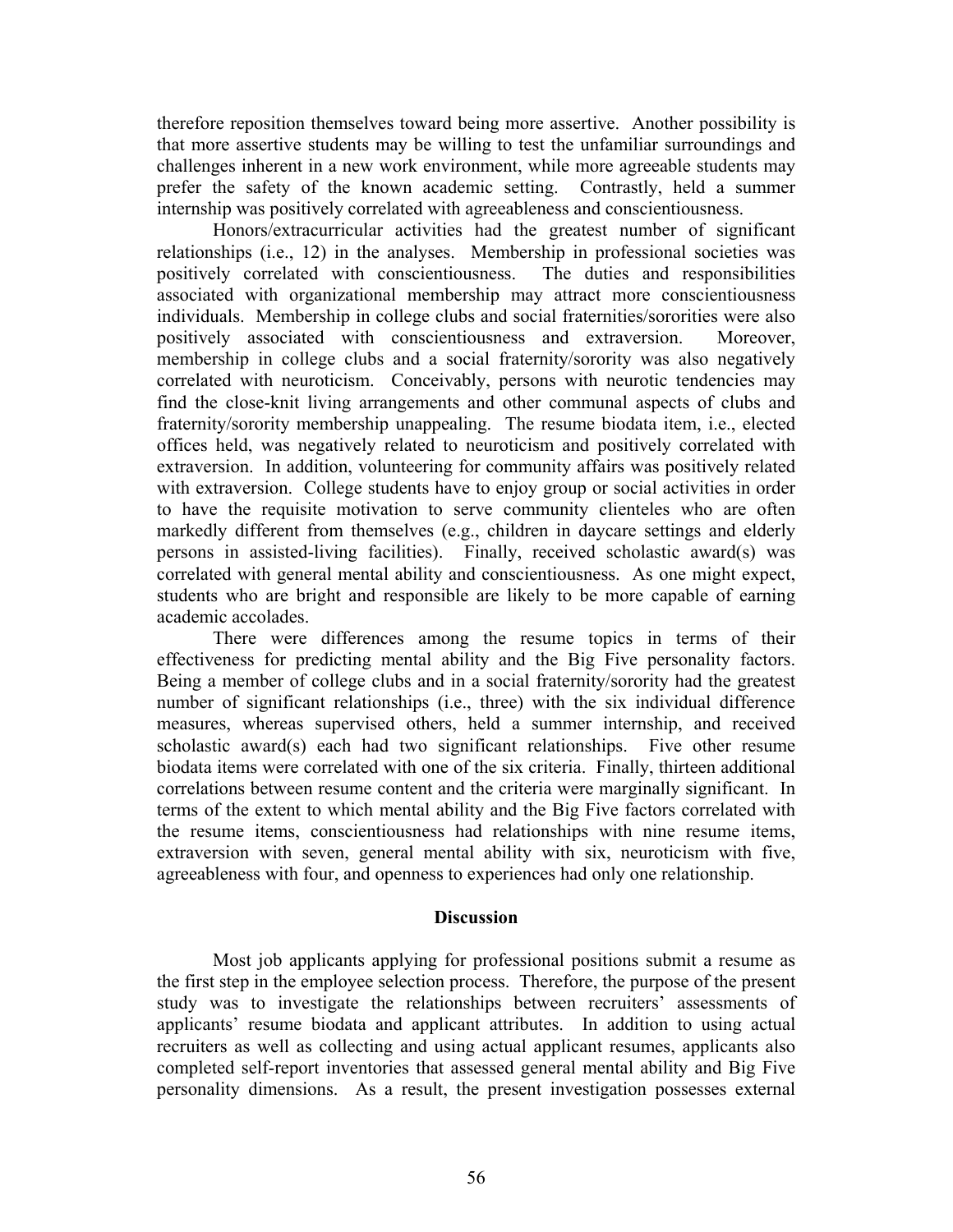therefore reposition themselves toward being more assertive. Another possibility is that more assertive students may be willing to test the unfamiliar surroundings and challenges inherent in a new work environment, while more agreeable students may prefer the safety of the known academic setting. Contrastly, held a summer internship was positively correlated with agreeableness and conscientiousness.

Honors/extracurricular activities had the greatest number of significant relationships (i.e., 12) in the analyses. Membership in professional societies was positively correlated with conscientiousness. The duties and responsibilities associated with organizational membership may attract more conscientiousness individuals. Membership in college clubs and social fraternities/sororities were also positively associated with conscientiousness and extraversion. Moreover, membership in college clubs and a social fraternity/sorority was also negatively correlated with neuroticism. Conceivably, persons with neurotic tendencies may find the close-knit living arrangements and other communal aspects of clubs and fraternity/sorority membership unappealing. The resume biodata item, i.e., elected offices held, was negatively related to neuroticism and positively correlated with extraversion. In addition, volunteering for community affairs was positively related with extraversion. College students have to enjoy group or social activities in order to have the requisite motivation to serve community clienteles who are often markedly different from themselves (e.g., children in daycare settings and elderly persons in assisted-living facilities). Finally, received scholastic award(s) was correlated with general mental ability and conscientiousness. As one might expect, students who are bright and responsible are likely to be more capable of earning academic accolades.

There were differences among the resume topics in terms of their effectiveness for predicting mental ability and the Big Five personality factors. Being a member of college clubs and in a social fraternity/sorority had the greatest number of significant relationships (i.e., three) with the six individual difference measures, whereas supervised others, held a summer internship, and received scholastic award(s) each had two significant relationships. Five other resume biodata items were correlated with one of the six criteria. Finally, thirteen additional correlations between resume content and the criteria were marginally significant. In terms of the extent to which mental ability and the Big Five factors correlated with the resume items, conscientiousness had relationships with nine resume items, extraversion with seven, general mental ability with six, neuroticism with five, agreeableness with four, and openness to experiences had only one relationship.

## Discussion

Most job applicants applying for professional positions submit a resume as the first step in the employee selection process. Therefore, the purpose of the present study was to investigate the relationships between recruiters' assessments of applicants' resume biodata and applicant attributes. In addition to using actual recruiters as well as collecting and using actual applicant resumes, applicants also completed self-report inventories that assessed general mental ability and Big Five personality dimensions. As a result, the present investigation possesses external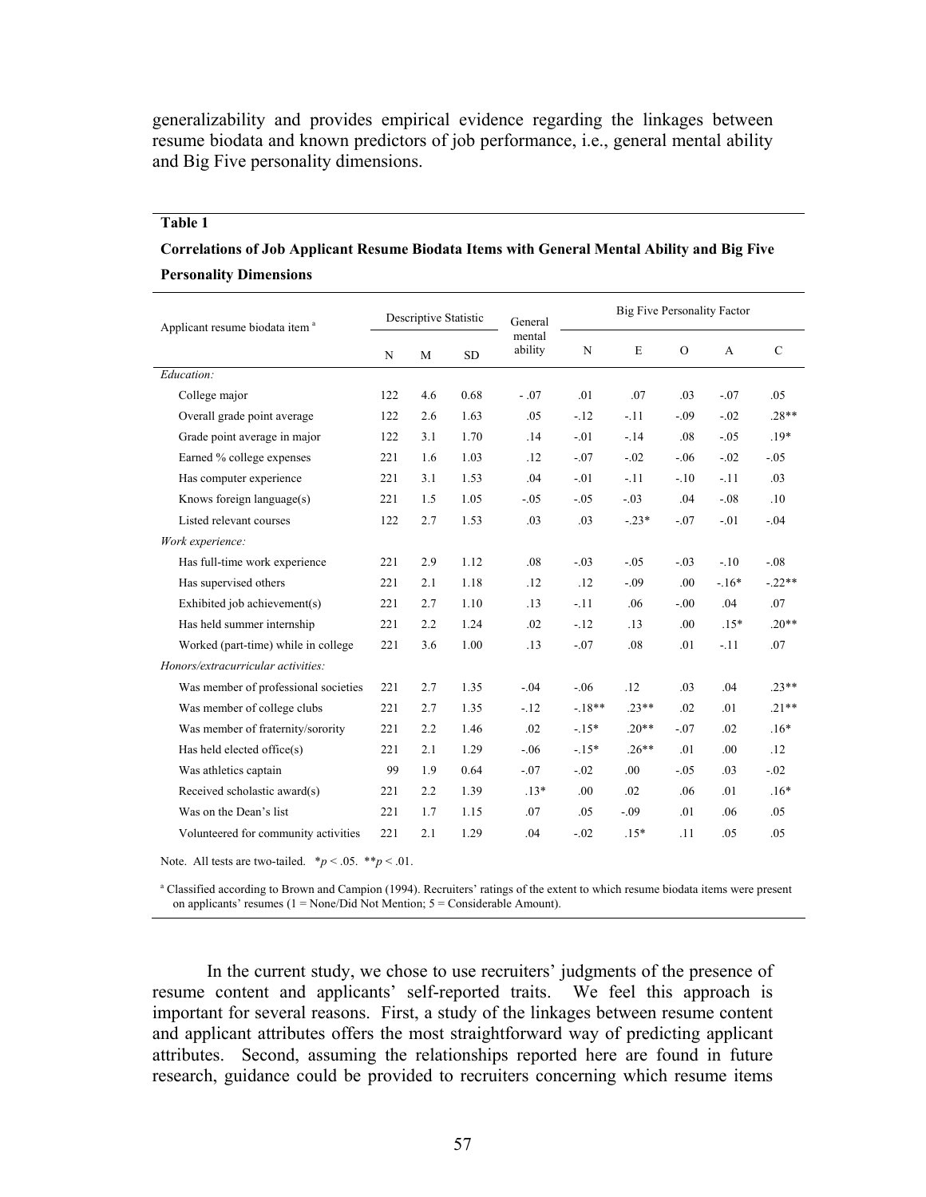generalizability and provides empirical evidence regarding the linkages between resume biodata and known predictors of job performance, i.e., general mental ability and Big Five personality dimensions.

**Table 1**

**Correlations of Job Applicant Resume Biodata Items with General Mental Ability and Big Five Personality Dimensions**

| Applicant resume biodata item [a] | Descriptive Statistic | | | General mental ability | Big Five Personality Factor | | | | |
|---|---|---|---|---|---|---|---|---|---|
| | N | M | SD | | N | E | O | A | C |
| *Education:* | | | | | | | | | |
| College major | 122 | 4.6 | 0.68 | -.07 | .01 | .07 | .03 | -.07 | .05 |
| Overall grade point average | 122 | 2.6 | 1.63 | .05 | -.12 | -.11 | -.09 | -.02 | .28** |
| Grade point average in major | 122 | 3.1 | 1.70 | .14 | -.01 | -.14 | .08 | -.05 | .19* |
| Earned % college expenses | 221 | 1.6 | 1.03 | .12 | -.07 | -.02 | -.06 | -.02 | -.05 |
| Has computer experience | 221 | 3.1 | 1.53 | .04 | -.01 | -.11 | -.10 | -.11 | .03 |
| Knows foreign language(s) | 221 | 1.5 | 1.05 | -.05 | -.05 | -.03 | .04 | -.08 | .10 |
| Listed relevant courses | 122 | 2.7 | 1.53 | .03 | .03 | -.23* | -.07 | -.01 | -.04 |
| *Work experience:* | | | | | | | | | |
| Has full-time work experience | 221 | 2.9 | 1.12 | .08 | -.03 | -.05 | -.03 | -.10 | -.08 |
| Has supervised others | 221 | 2.1 | 1.18 | .12 | .12 | -.09 | .00 | -.16* | -.22** |
| Exhibited job achievement(s) | 221 | 2.7 | 1.10 | .13 | -.11 | .06 | -.00 | .04 | .07 |
| Has held summer internship | 221 | 2.2 | 1.24 | .02 | -.12 | .13 | .00 | .15* | .20** |
| Worked (part-time) while in college | 221 | 3.6 | 1.00 | .13 | -.07 | .08 | .01 | -.11 | .07 |
| *Honors/extracurricular activities:* | | | | | | | | | |
| Was member of professional societies | 221 | 2.7 | 1.35 | -.04 | -.06 | .12 | .03 | .04 | .23** |
| Was member of college clubs | 221 | 2.7 | 1.35 | -.12 | -.18** | .23** | .02 | .01 | .21** |
| Was member of fraternity/sorority | 221 | 2.2 | 1.46 | .02 | -.15* | .20** | -.07 | .02 | .16* |
| Has held elected office(s) | 221 | 2.1 | 1.29 | -.06 | -.15* | .26** | .01 | .00 | .12 |
| Was athletics captain | 99 | 1.9 | 0.64 | -.07 | -.02 | .00 | -.05 | .03 | -.02 |
| Received scholastic award(s) | 221 | 2.2 | 1.39 | .13* | .00 | .02 | .06 | .01 | .16* |
| Was on the Dean's list | 221 | 1.7 | 1.15 | .07 | .05 | -.09 | .01 | .06 | .05 |
| Volunteered for community activities | 221 | 2.1 | 1.29 | .04 | -.02 | .15* | .11 | .05 | .05 |

Note. All tests are two-tailed. *$p < .05$. **$p < .01$.

[a] Classified according to Brown and Campion (1994). Recruiters' ratings of the extent to which resume biodata items were present on applicants' resumes (1 = None/Did Not Mention; 5 = Considerable Amount).

In the current study, we chose to use recruiters' judgments of the presence of resume content and applicants' self-reported traits. We feel this approach is important for several reasons. First, a study of the linkages between resume content and applicant attributes offers the most straightforward way of predicting applicant attributes. Second, assuming the relationships reported here are found in future research, guidance could be provided to recruiters concerning which resume items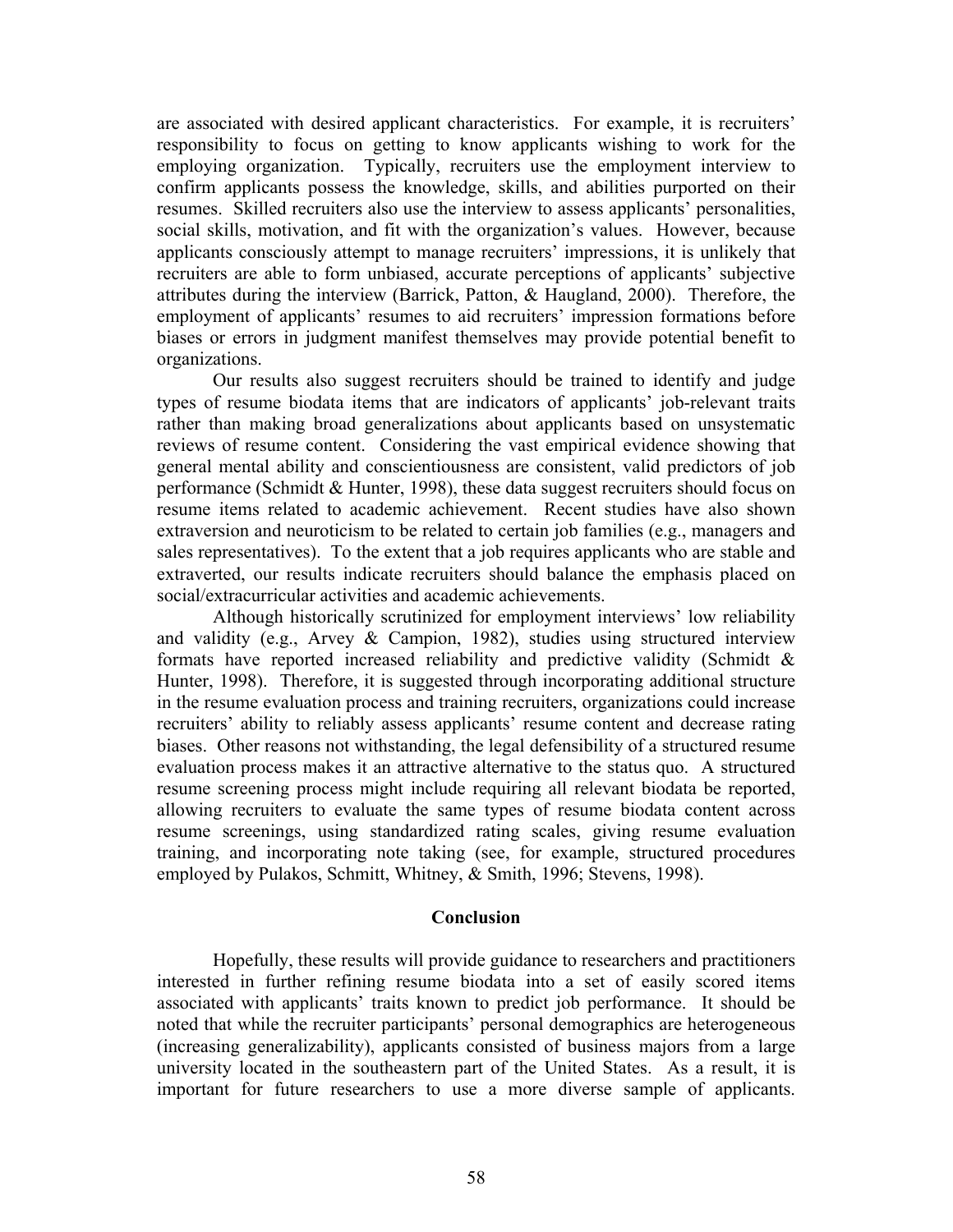are associated with desired applicant characteristics. For example, it is recruiters' responsibility to focus on getting to know applicants wishing to work for the employing organization. Typically, recruiters use the employment interview to confirm applicants possess the knowledge, skills, and abilities purported on their resumes. Skilled recruiters also use the interview to assess applicants' personalities, social skills, motivation, and fit with the organization's values. However, because applicants consciously attempt to manage recruiters' impressions, it is unlikely that recruiters are able to form unbiased, accurate perceptions of applicants' subjective attributes during the interview (Barrick, Patton, & Haugland, 2000). Therefore, the employment of applicants' resumes to aid recruiters' impression formations before biases or errors in judgment manifest themselves may provide potential benefit to organizations.

Our results also suggest recruiters should be trained to identify and judge types of resume biodata items that are indicators of applicants' job-relevant traits rather than making broad generalizations about applicants based on unsystematic reviews of resume content. Considering the vast empirical evidence showing that general mental ability and conscientiousness are consistent, valid predictors of job performance (Schmidt & Hunter, 1998), these data suggest recruiters should focus on resume items related to academic achievement. Recent studies have also shown extraversion and neuroticism to be related to certain job families (e.g., managers and sales representatives). To the extent that a job requires applicants who are stable and extraverted, our results indicate recruiters should balance the emphasis placed on social/extracurricular activities and academic achievements.

Although historically scrutinized for employment interviews' low reliability and validity (e.g., Arvey & Campion, 1982), studies using structured interview formats have reported increased reliability and predictive validity (Schmidt & Hunter, 1998). Therefore, it is suggested through incorporating additional structure in the resume evaluation process and training recruiters, organizations could increase recruiters' ability to reliably assess applicants' resume content and decrease rating biases. Other reasons not withstanding, the legal defensibility of a structured resume evaluation process makes it an attractive alternative to the status quo. A structured resume screening process might include requiring all relevant biodata be reported, allowing recruiters to evaluate the same types of resume biodata content across resume screenings, using standardized rating scales, giving resume evaluation training, and incorporating note taking (see, for example, structured procedures employed by Pulakos, Schmitt, Whitney, & Smith, 1996; Stevens, 1998).

## Conclusion

Hopefully, these results will provide guidance to researchers and practitioners interested in further refining resume biodata into a set of easily scored items associated with applicants' traits known to predict job performance. It should be noted that while the recruiter participants' personal demographics are heterogeneous (increasing generalizability), applicants consisted of business majors from a large university located in the southeastern part of the United States. As a result, it is important for future researchers to use a more diverse sample of applicants.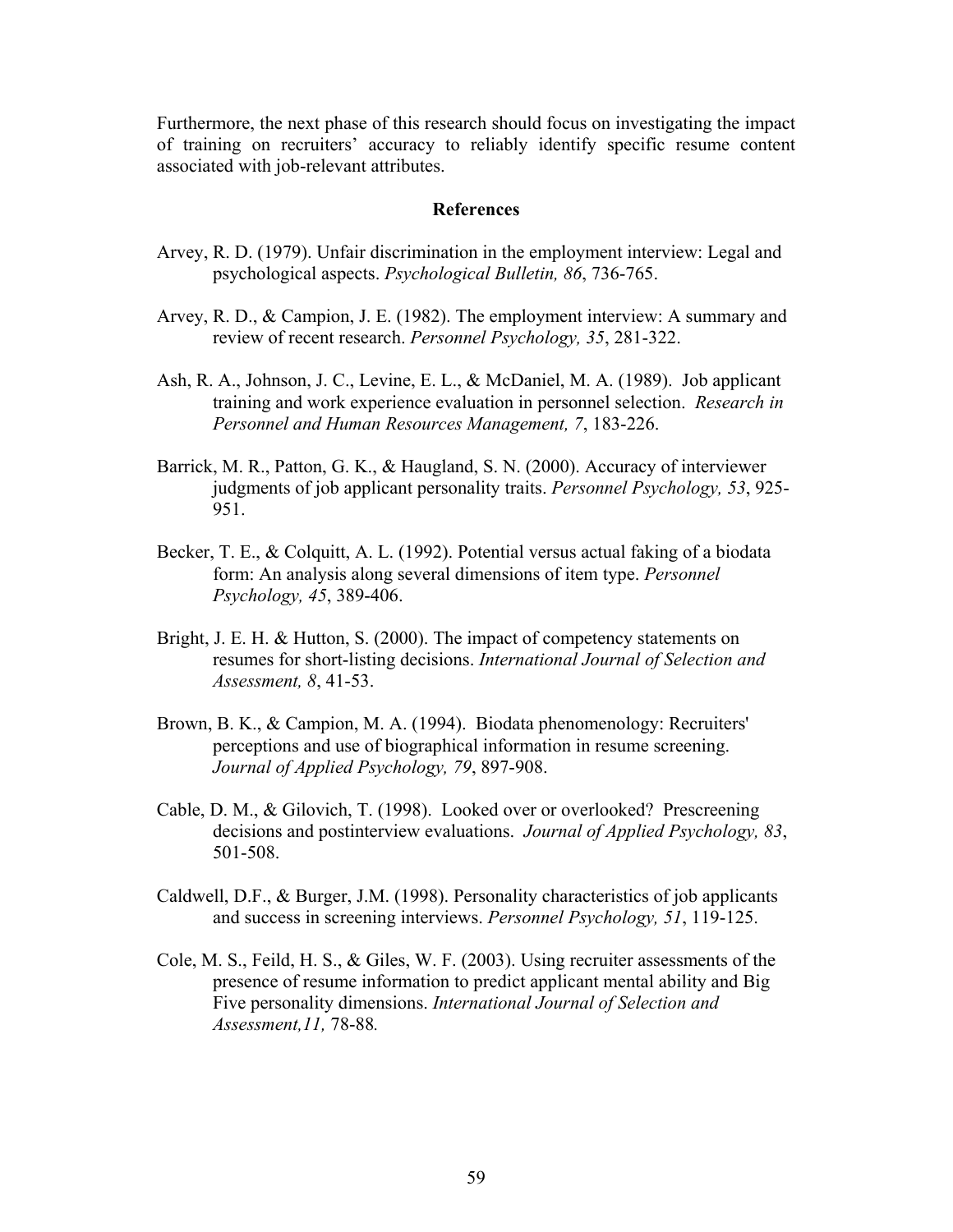Furthermore, the next phase of this research should focus on investigating the impact of training on recruiters' accuracy to reliably identify specific resume content associated with job-relevant attributes.

## References

Arvey, R. D. (1979). Unfair discrimination in the employment interview: Legal and psychological aspects. *Psychological Bulletin, 86*, 736-765.

Arvey, R. D., & Campion, J. E. (1982). The employment interview: A summary and review of recent research. *Personnel Psychology, 35*, 281-322.

Ash, R. A., Johnson, J. C., Levine, E. L., & McDaniel, M. A. (1989). Job applicant training and work experience evaluation in personnel selection. *Research in Personnel and Human Resources Management, 7*, 183-226.

Barrick, M. R., Patton, G. K., & Haugland, S. N. (2000). Accuracy of interviewer judgments of job applicant personality traits. *Personnel Psychology, 53*, 925-951.

Becker, T. E., & Colquitt, A. L. (1992). Potential versus actual faking of a biodata form: An analysis along several dimensions of item type. *Personnel Psychology, 45*, 389-406.

Bright, J. E. H. & Hutton, S. (2000). The impact of competency statements on resumes for short-listing decisions. *International Journal of Selection and Assessment, 8*, 41-53.

Brown, B. K., & Campion, M. A. (1994). Biodata phenomenology: Recruiters' perceptions and use of biographical information in resume screening. *Journal of Applied Psychology, 79*, 897-908.

Cable, D. M., & Gilovich, T. (1998). Looked over or overlooked? Prescreening decisions and postinterview evaluations. *Journal of Applied Psychology, 83*, 501-508.

Caldwell, D.F., & Burger, J.M. (1998). Personality characteristics of job applicants and success in screening interviews. *Personnel Psychology, 51*, 119-125.

Cole, M. S., Feild, H. S., & Giles, W. F. (2003). Using recruiter assessments of the presence of resume information to predict applicant mental ability and Big Five personality dimensions. *International Journal of Selection and Assessment,11,* 78-88.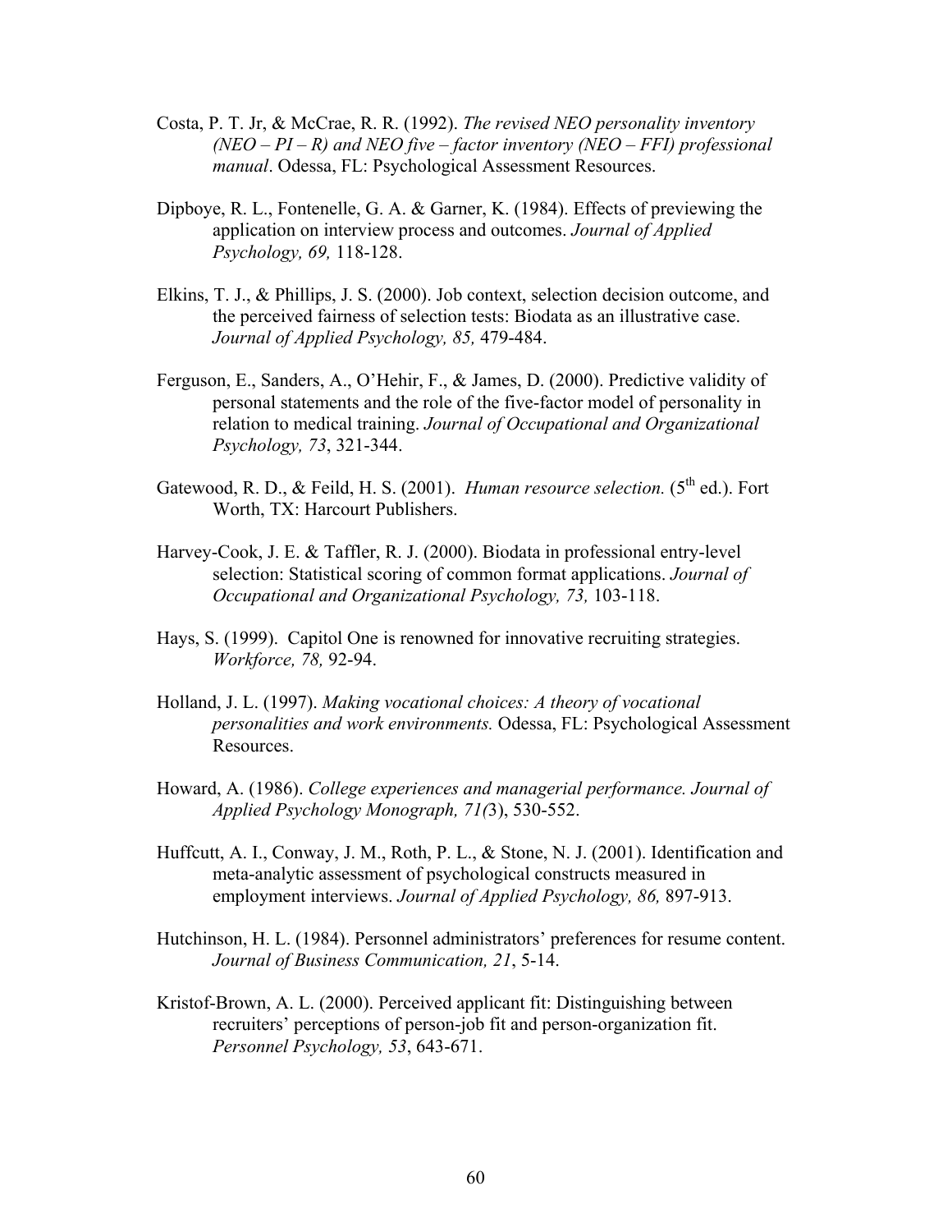Costa, P. T. Jr, & McCrae, R. R. (1992). *The revised NEO personality inventory (NEO – PI – R) and NEO five – factor inventory (NEO – FFI) professional manual*. Odessa, FL: Psychological Assessment Resources.

Dipboye, R. L., Fontenelle, G. A. & Garner, K. (1984). Effects of previewing the application on interview process and outcomes. *Journal of Applied Psychology, 69,* 118-128.

Elkins, T. J., & Phillips, J. S. (2000). Job context, selection decision outcome, and the perceived fairness of selection tests: Biodata as an illustrative case. *Journal of Applied Psychology, 85,* 479-484.

Ferguson, E., Sanders, A., O'Hehir, F., & James, D. (2000). Predictive validity of personal statements and the role of the five-factor model of personality in relation to medical training. *Journal of Occupational and Organizational Psychology, 73*, 321-344.

Gatewood, R. D., & Feild, H. S. (2001). *Human resource selection.* (5th ed.). Fort Worth, TX: Harcourt Publishers.

Harvey-Cook, J. E. & Taffler, R. J. (2000). Biodata in professional entry-level selection: Statistical scoring of common format applications. *Journal of Occupational and Organizational Psychology, 73,* 103-118.

Hays, S. (1999). Capitol One is renowned for innovative recruiting strategies. *Workforce, 78,* 92-94.

Holland, J. L. (1997). *Making vocational choices: A theory of vocational personalities and work environments.* Odessa, FL: Psychological Assessment Resources.

Howard, A. (1986). *College experiences and managerial performance. Journal of Applied Psychology Monograph, 71(*3), 530-552.

Huffcutt, A. I., Conway, J. M., Roth, P. L., & Stone, N. J. (2001). Identification and meta-analytic assessment of psychological constructs measured in employment interviews. *Journal of Applied Psychology, 86,* 897-913.

Hutchinson, H. L. (1984). Personnel administrators' preferences for resume content. *Journal of Business Communication, 21*, 5-14.

Kristof-Brown, A. L. (2000). Perceived applicant fit: Distinguishing between recruiters' perceptions of person-job fit and person-organization fit. *Personnel Psychology, 53*, 643-671.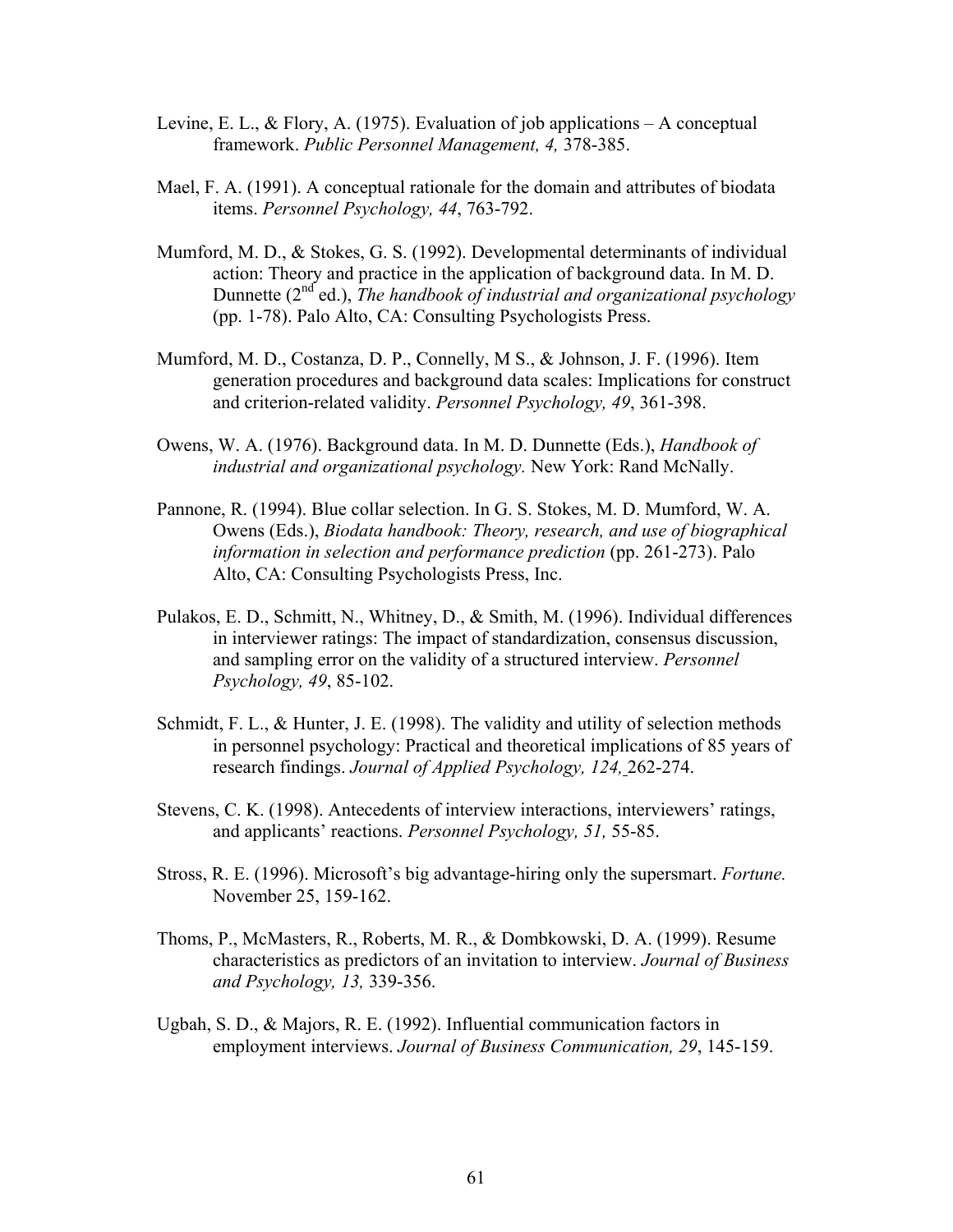Levine, E. L., & Flory, A. (1975). Evaluation of job applications – A conceptual framework. *Public Personnel Management, 4,* 378-385.

Mael, F. A. (1991). A conceptual rationale for the domain and attributes of biodata items. *Personnel Psychology, 44*, 763-792.

Mumford, M. D., & Stokes, G. S. (1992). Developmental determinants of individual action: Theory and practice in the application of background data. In M. D. Dunnette (2nd ed.), *The handbook of industrial and organizational psychology* (pp. 1-78). Palo Alto, CA: Consulting Psychologists Press.

Mumford, M. D., Costanza, D. P., Connelly, M S., & Johnson, J. F. (1996). Item generation procedures and background data scales: Implications for construct and criterion-related validity. *Personnel Psychology, 49*, 361-398.

Owens, W. A. (1976). Background data. In M. D. Dunnette (Eds.), *Handbook of industrial and organizational psychology.* New York: Rand McNally.

Pannone, R. (1994). Blue collar selection. In G. S. Stokes, M. D. Mumford, W. A. Owens (Eds.), *Biodata handbook: Theory, research, and use of biographical information in selection and performance prediction* (pp. 261-273). Palo Alto, CA: Consulting Psychologists Press, Inc.

Pulakos, E. D., Schmitt, N., Whitney, D., & Smith, M. (1996). Individual differences in interviewer ratings: The impact of standardization, consensus discussion, and sampling error on the validity of a structured interview. *Personnel Psychology, 49*, 85-102.

Schmidt, F. L., & Hunter, J. E. (1998). The validity and utility of selection methods in personnel psychology: Practical and theoretical implications of 85 years of research findings. *Journal of Applied Psychology, 124,* 262-274.

Stevens, C. K. (1998). Antecedents of interview interactions, interviewers' ratings, and applicants' reactions. *Personnel Psychology, 51,* 55-85.

Stross, R. E. (1996). Microsoft's big advantage-hiring only the supersmart. *Fortune.* November 25, 159-162.

Thoms, P., McMasters, R., Roberts, M. R., & Dombkowski, D. A. (1999). Resume characteristics as predictors of an invitation to interview. *Journal of Business and Psychology, 13,* 339-356.

Ugbah, S. D., & Majors, R. E. (1992). Influential communication factors in employment interviews. *Journal of Business Communication, 29*, 145-159.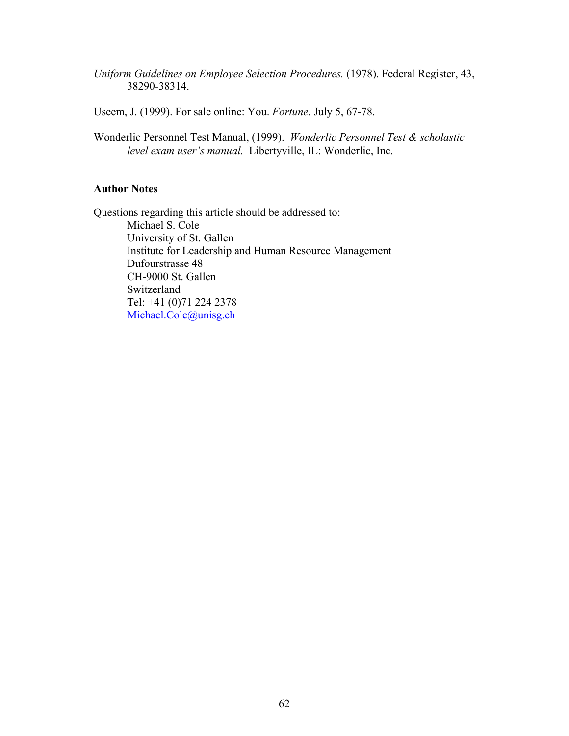*Uniform Guidelines on Employee Selection Procedures.* (1978). Federal Register, 43, 38290-38314.

Useem, J. (1999). For sale online: You. *Fortune.* July 5, 67-78.

Wonderlic Personnel Test Manual, (1999). *Wonderlic Personnel Test & scholastic level exam user's manual.* Libertyville, IL: Wonderlic, Inc.

**Author Notes**

Questions regarding this article should be addressed to:

Michael S. Cole  
University of St. Gallen  
Institute for Leadership and Human Resource Management  
Dufourstrasse 48  
CH-9000 St. Gallen  
Switzerland  
Tel: +41 (0)71 224 2378  
Michael.Cole@unisg.ch